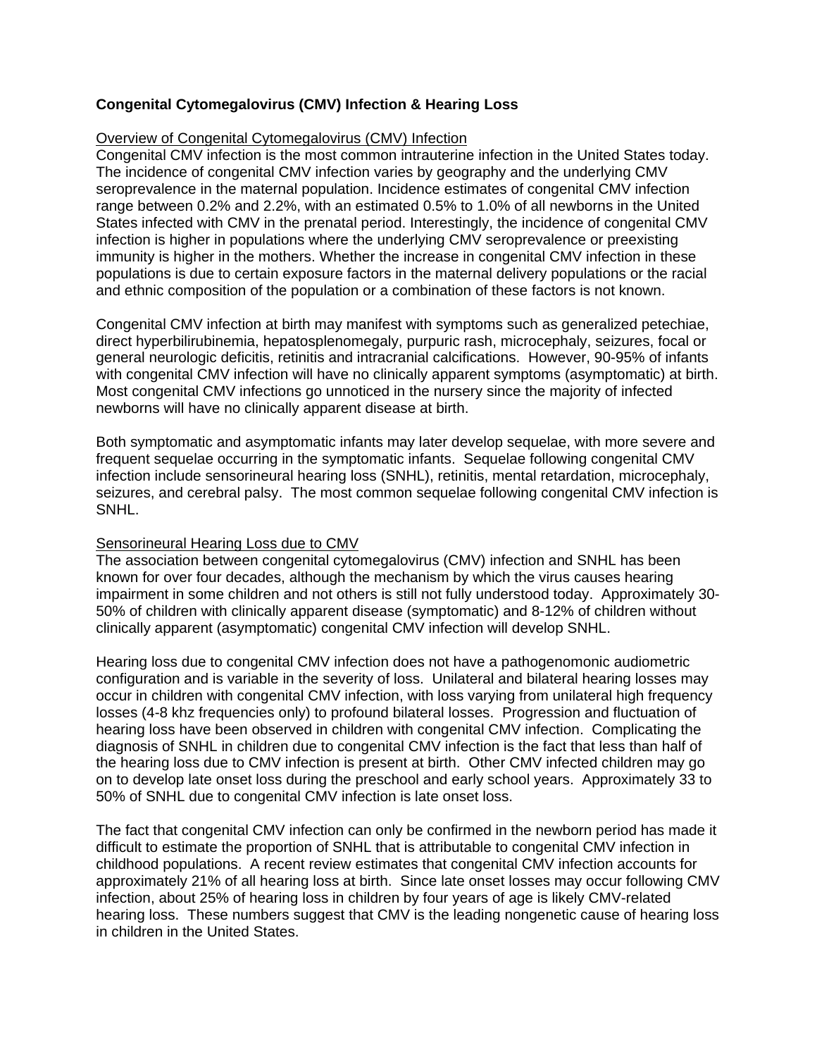# Congenital Cytomegalovirus (CMV) Infection & Hearing Loss

## Overview of Congenital Cytomegalovirus (CMV) Infection

Congenital CMV infection is the most common intrauterine infection in the United States today. The incidence of congenital CMV infection varies by geography and the underlying CMV seroprevalence in the maternal population. Incidence estimates of congenital CMV infection range between 0.2% and 2.2%, with an estimated 0.5% to 1.0% of all newborns in the United States infected with CMV in the prenatal period. Interestingly, the incidence of congenital CMV infection is higher in populations where the underlying CMV seroprevalence or preexisting immunity is higher in the mothers. Whether the increase in congenital CMV infection in these populations is due to certain exposure factors in the maternal delivery populations or the racial and ethnic composition of the population or a combination of these factors is not known.

Congenital CMV infection at birth may manifest with symptoms such as generalized petechiae, direct hyperbilirubinemia, hepatosplenomegaly, purpuric rash, microcephaly, seizures, focal or general neurologic deficitis, retinitis and intracranial calcifications. However, 90-95% of infants with congenital CMV infection will have no clinically apparent symptoms (asymptomatic) at birth. Most congenital CMV infections go unnoticed in the nursery since the majority of infected newborns will have no clinically apparent disease at birth.

Both symptomatic and asymptomatic infants may later develop sequelae, with more severe and frequent sequelae occurring in the symptomatic infants. Sequelae following congenital CMV infection include sensorineural hearing loss (SNHL), retinitis, mental retardation, microcephaly, seizures, and cerebral palsy. The most common sequelae following congenital CMV infection is SNHL.

## Sensorineural Hearing Loss due to CMV

The association between congenital cytomegalovirus (CMV) infection and SNHL has been known for over four decades, although the mechanism by which the virus causes hearing impairment in some children and not others is still not fully understood today. Approximately 30-50% of children with clinically apparent disease (symptomatic) and 8-12% of children without clinically apparent (asymptomatic) congenital CMV infection will develop SNHL.

Hearing loss due to congenital CMV infection does not have a pathogenomonic audiometric configuration and is variable in the severity of loss. Unilateral and bilateral hearing losses may occur in children with congenital CMV infection, with loss varying from unilateral high frequency losses (4-8 khz frequencies only) to profound bilateral losses. Progression and fluctuation of hearing loss have been observed in children with congenital CMV infection. Complicating the diagnosis of SNHL in children due to congenital CMV infection is the fact that less than half of the hearing loss due to CMV infection is present at birth. Other CMV infected children may go on to develop late onset loss during the preschool and early school years. Approximately 33 to 50% of SNHL due to congenital CMV infection is late onset loss.

The fact that congenital CMV infection can only be confirmed in the newborn period has made it difficult to estimate the proportion of SNHL that is attributable to congenital CMV infection in childhood populations. A recent review estimates that congenital CMV infection accounts for approximately 21% of all hearing loss at birth. Since late onset losses may occur following CMV infection, about 25% of hearing loss in children by four years of age is likely CMV-related hearing loss. These numbers suggest that CMV is the leading nongenetic cause of hearing loss in children in the United States.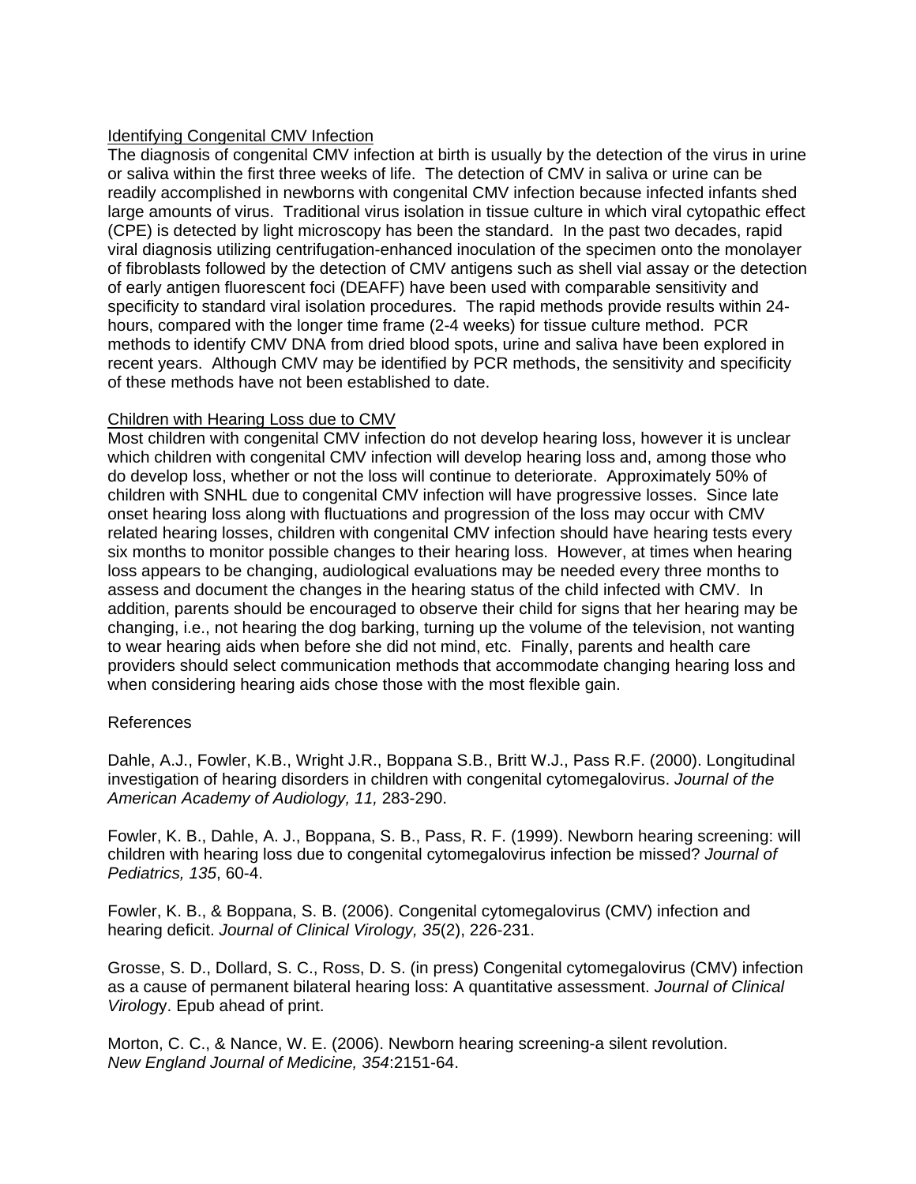## Identifying Congenital CMV Infection

The diagnosis of congenital CMV infection at birth is usually by the detection of the virus in urine or saliva within the first three weeks of life. The detection of CMV in saliva or urine can be readily accomplished in newborns with congenital CMV infection because infected infants shed large amounts of virus. Traditional virus isolation in tissue culture in which viral cytopathic effect (CPE) is detected by light microscopy has been the standard. In the past two decades, rapid viral diagnosis utilizing centrifugation-enhanced inoculation of the specimen onto the monolayer of fibroblasts followed by the detection of CMV antigens such as shell vial assay or the detection of early antigen fluorescent foci (DEAFF) have been used with comparable sensitivity and specificity to standard viral isolation procedures. The rapid methods provide results within 24-hours, compared with the longer time frame (2-4 weeks) for tissue culture method. PCR methods to identify CMV DNA from dried blood spots, urine and saliva have been explored in recent years. Although CMV may be identified by PCR methods, the sensitivity and specificity of these methods have not been established to date.

## Children with Hearing Loss due to CMV

Most children with congenital CMV infection do not develop hearing loss, however it is unclear which children with congenital CMV infection will develop hearing loss and, among those who do develop loss, whether or not the loss will continue to deteriorate. Approximately 50% of children with SNHL due to congenital CMV infection will have progressive losses. Since late onset hearing loss along with fluctuations and progression of the loss may occur with CMV related hearing losses, children with congenital CMV infection should have hearing tests every six months to monitor possible changes to their hearing loss. However, at times when hearing loss appears to be changing, audiological evaluations may be needed every three months to assess and document the changes in the hearing status of the child infected with CMV. In addition, parents should be encouraged to observe their child for signs that her hearing may be changing, i.e., not hearing the dog barking, turning up the volume of the television, not wanting to wear hearing aids when before she did not mind, etc. Finally, parents and health care providers should select communication methods that accommodate changing hearing loss and when considering hearing aids chose those with the most flexible gain.

## References

Dahle, A.J., Fowler, K.B., Wright J.R., Boppana S.B., Britt W.J., Pass R.F. (2000). Longitudinal investigation of hearing disorders in children with congenital cytomegalovirus. *Journal of the American Academy of Audiology, 11,* 283-290.

Fowler, K. B., Dahle, A. J., Boppana, S. B., Pass, R. F. (1999). Newborn hearing screening: will children with hearing loss due to congenital cytomegalovirus infection be missed? *Journal of Pediatrics, 135*, 60-4.

Fowler, K. B., & Boppana, S. B. (2006). Congenital cytomegalovirus (CMV) infection and hearing deficit. *Journal of Clinical Virology, 35*(2), 226-231.

Grosse, S. D., Dollard, S. C., Ross, D. S. (in press) Congenital cytomegalovirus (CMV) infection as a cause of permanent bilateral hearing loss: A quantitative assessment. *Journal of Clinical Virolog*y. Epub ahead of print.

Morton, C. C., & Nance, W. E. (2006). Newborn hearing screening-a silent revolution. *New England Journal of Medicine, 354*:2151-64.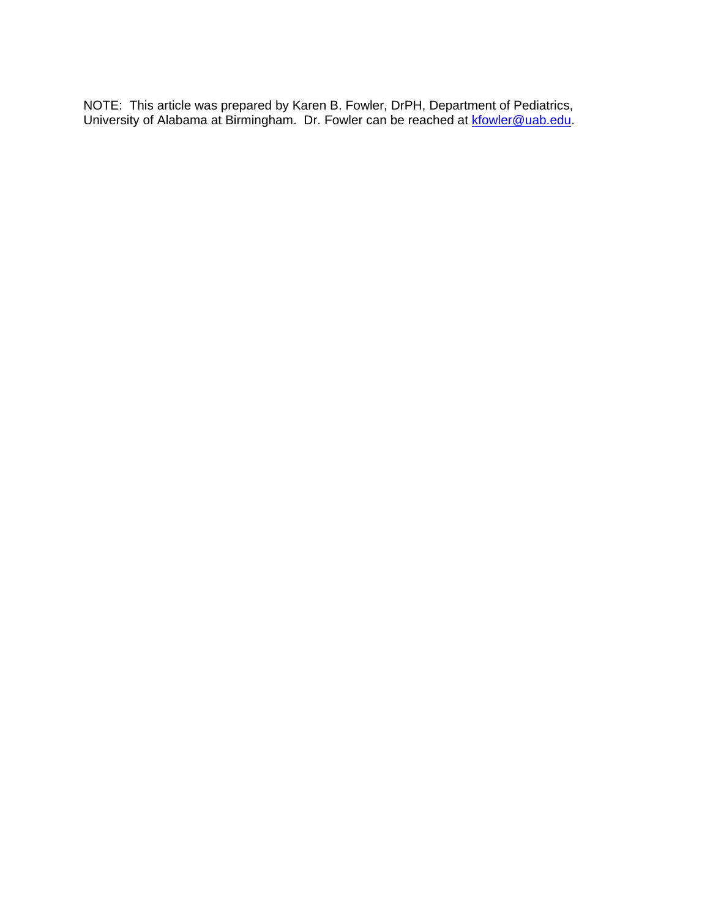NOTE: This article was prepared by Karen B. Fowler, DrPH, Department of Pediatrics, University of Alabama at Birmingham. Dr. Fowler can be reached at kfowler@uab.edu.